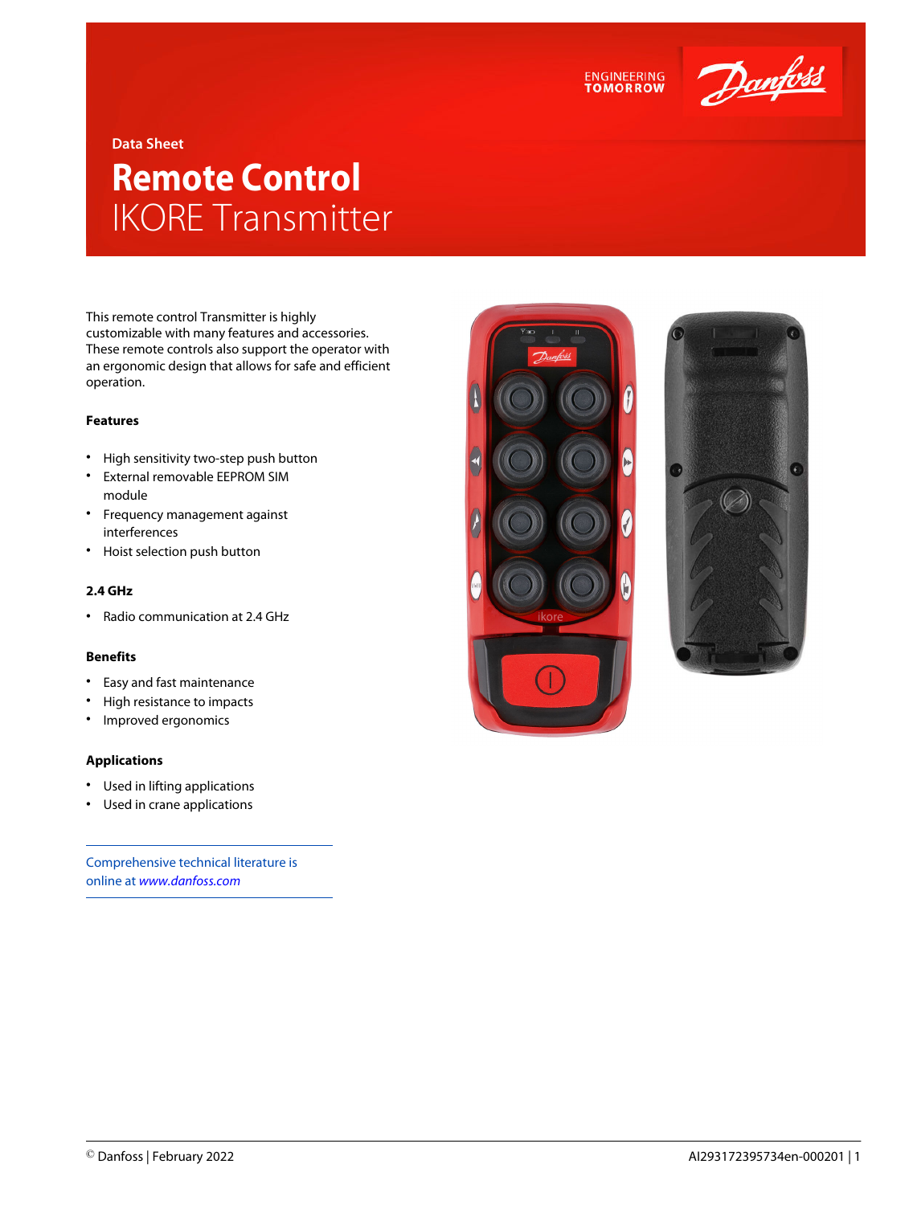Data Sheet

# Remote Control
## IKORE Transmitter

This remote control Transmitter is highly customizable with many features and accessories. These remote controls also support the operator with an ergonomic design that allows for safe and efficient operation.

### Features

- High sensitivity two-step push button
- External removable EEPROM SIM module
- Frequency management against interferences
- Hoist selection push button

### 2.4 GHz

- Radio communication at 2.4 GHz

### Benefits

- Easy and fast maintenance
- High resistance to impacts
- Improved ergonomics

### Applications

- Used in lifting applications
- Used in crane applications

Comprehensive technical literature is online at *www.danfoss.com*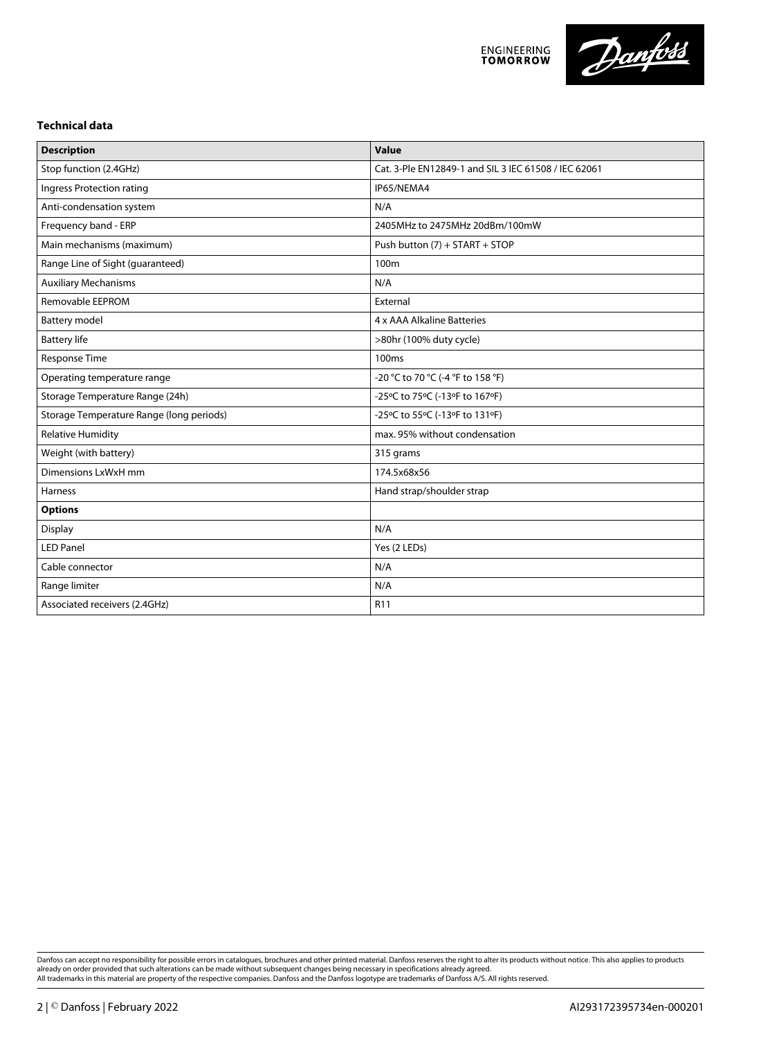**Technical data**

| Description | Value |
| --- | --- |
| Stop function (2.4GHz) | Cat. 3-Ple EN12849-1 and SIL 3 IEC 61508 / IEC 62061 |
| Ingress Protection rating | IP65/NEMA4 |
| Anti-condensation system | N/A |
| Frequency band - ERP | 2405MHz to 2475MHz 20dBm/100mW |
| Main mechanisms (maximum) | Push button (7) + START + STOP |
| Range Line of Sight (guaranteed) | 100m |
| Auxiliary Mechanisms | N/A |
| Removable EEPROM | External |
| Battery model | 4 x AAA Alkaline Batteries |
| Battery life | >80hr (100% duty cycle) |
| Response Time | 100ms |
| Operating temperature range | -20 °C to 70 °C (-4 °F to 158 °F) |
| Storage Temperature Range (24h) | -25ºC to 75ºC (-13ºF to 167ºF) |
| Storage Temperature Range (long periods) | -25ºC to 55ºC (-13ºF to 131ºF) |
| Relative Humidity | max. 95% without condensation |
| Weight (with battery) | 315 grams |
| Dimensions LxWxH mm | 174.5x68x56 |
| Harness | Hand strap/shoulder strap |
| **Options** | |
| Display | N/A |
| LED Panel | Yes (2 LEDs) |
| Cable connector | N/A |
| Range limiter | N/A |
| Associated receivers (2.4GHz) | R11 |

Danfoss can accept no responsibility for possible errors in catalogues, brochures and other printed material. Danfoss reserves the right to alter its products without notice. This also applies to products already on order provided that such alterations can be made without subsequent changes being necessary in specifications already agreed.
All trademarks in this material are property of the respective companies. Danfoss and the Danfoss logotype are trademarks of Danfoss A/S. All rights reserved.

© Danfoss | February 2022

AI293172395734en-000201